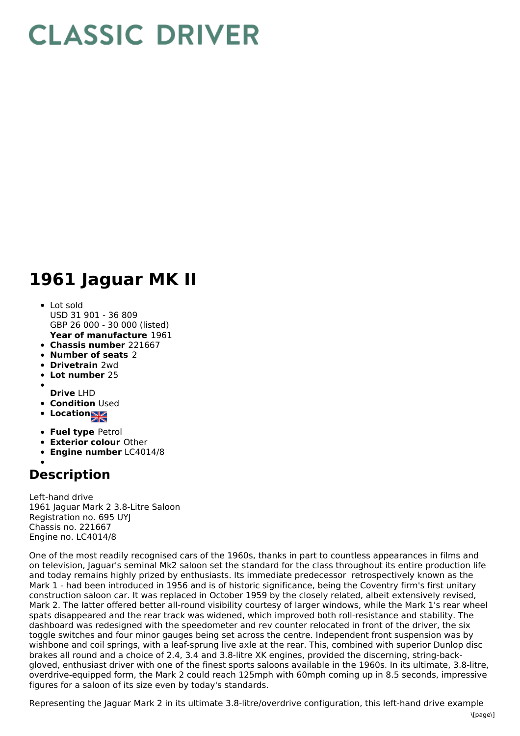# CLASSIC DRIVER

# 1961 Jaguar MK II

- Lot sold
  USD 31 901 - 36 809
  GBP 26 000 - 30 000 (listed)
  **Year of manufacture** 1961
- **Chassis number** 221667
- **Number of seats** 2
- **Drivetrain** 2wd
- **Lot number** 25
- **Drive** LHD
- **Condition** Used
- **Location**
- **Fuel type** Petrol
- **Exterior colour** Other
- **Engine number** LC4014/8

## Description

Left-hand drive
1961 Jaguar Mark 2 3.8-Litre Saloon
Registration no. 695 UYJ
Chassis no. 221667
Engine no. LC4014/8

One of the most readily recognised cars of the 1960s, thanks in part to countless appearances in films and on television, Jaguar's seminal Mk2 saloon set the standard for the class throughout its entire production life and today remains highly prized by enthusiasts. Its immediate predecessor retrospectively known as the Mark 1 - had been introduced in 1956 and is of historic significance, being the Coventry firm's first unitary construction saloon car. It was replaced in October 1959 by the closely related, albeit extensively revised, Mark 2. The latter offered better all-round visibility courtesy of larger windows, while the Mark 1's rear wheel spats disappeared and the rear track was widened, which improved both roll-resistance and stability. The dashboard was redesigned with the speedometer and rev counter relocated in front of the driver, the six toggle switches and four minor gauges being set across the centre. Independent front suspension was by wishbone and coil springs, with a leaf-sprung live axle at the rear. This, combined with superior Dunlop disc brakes all round and a choice of 2.4, 3.4 and 3.8-litre XK engines, provided the discerning, string-back-gloved, enthusiast driver with one of the finest sports saloons available in the 1960s. In its ultimate, 3.8-litre, overdrive-equipped form, the Mark 2 could reach 125mph with 60mph coming up in 8.5 seconds, impressive figures for a saloon of its size even by today's standards.

Representing the Jaguar Mark 2 in its ultimate 3.8-litre/overdrive configuration, this left-hand drive example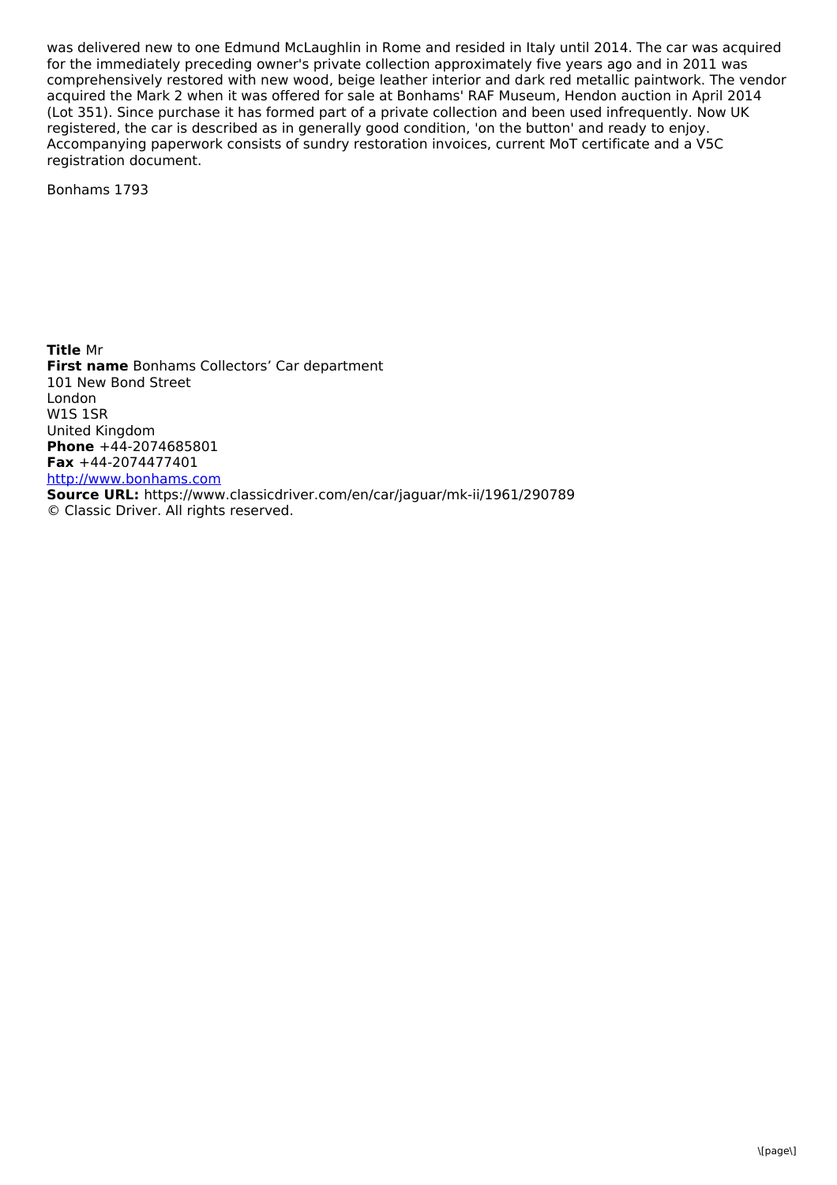was delivered new to one Edmund McLaughlin in Rome and resided in Italy until 2014. The car was acquired for the immediately preceding owner's private collection approximately five years ago and in 2011 was comprehensively restored with new wood, beige leather interior and dark red metallic paintwork. The vendor acquired the Mark 2 when it was offered for sale at Bonhams' RAF Museum, Hendon auction in April 2014 (Lot 351). Since purchase it has formed part of a private collection and been used infrequently. Now UK registered, the car is described as in generally good condition, 'on the button' and ready to enjoy. Accompanying paperwork consists of sundry restoration invoices, current MoT certificate and a V5C registration document.

Bonhams 1793

**Title** Mr
**First name** Bonhams Collectors' Car department
101 New Bond Street
London
W1S 1SR
United Kingdom
**Phone** +44-2074685801
**Fax** +44-2074477401
[http://www.bonhams.com](http://www.bonhams.com)
**Source URL:** https://www.classicdriver.com/en/car/jaguar/mk-ii/1961/290789
© Classic Driver. All rights reserved.